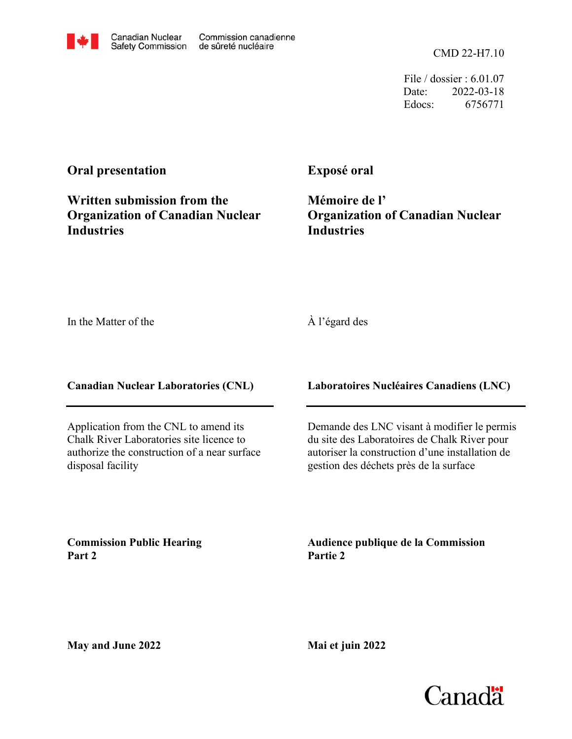Canadian Nuclear Safety Commission / Commission canadienne de sûreté nucléaire

CMD 22-H7.10

File / dossier : 6.01.07
Date: 2022-03-18
Edocs: 6756771

**Oral presentation**

**Written submission from the Organization of Canadian Nuclear Industries**

**Exposé oral**

**Mémoire de l'Organization of Canadian Nuclear Industries**

In the Matter of the

À l'égard des

**Canadian Nuclear Laboratories (CNL)**

**Laboratoires Nucléaires Canadiens (LNC)**

Application from the CNL to amend its Chalk River Laboratories site licence to authorize the construction of a near surface disposal facility

Demande des LNC visant à modifier le permis du site des Laboratoires de Chalk River pour autoriser la construction d'une installation de gestion des déchets près de la surface

**Commission Public Hearing**
**Part 2**

**Audience publique de la Commission**
**Partie 2**

**May and June 2022**

**Mai et juin 2022**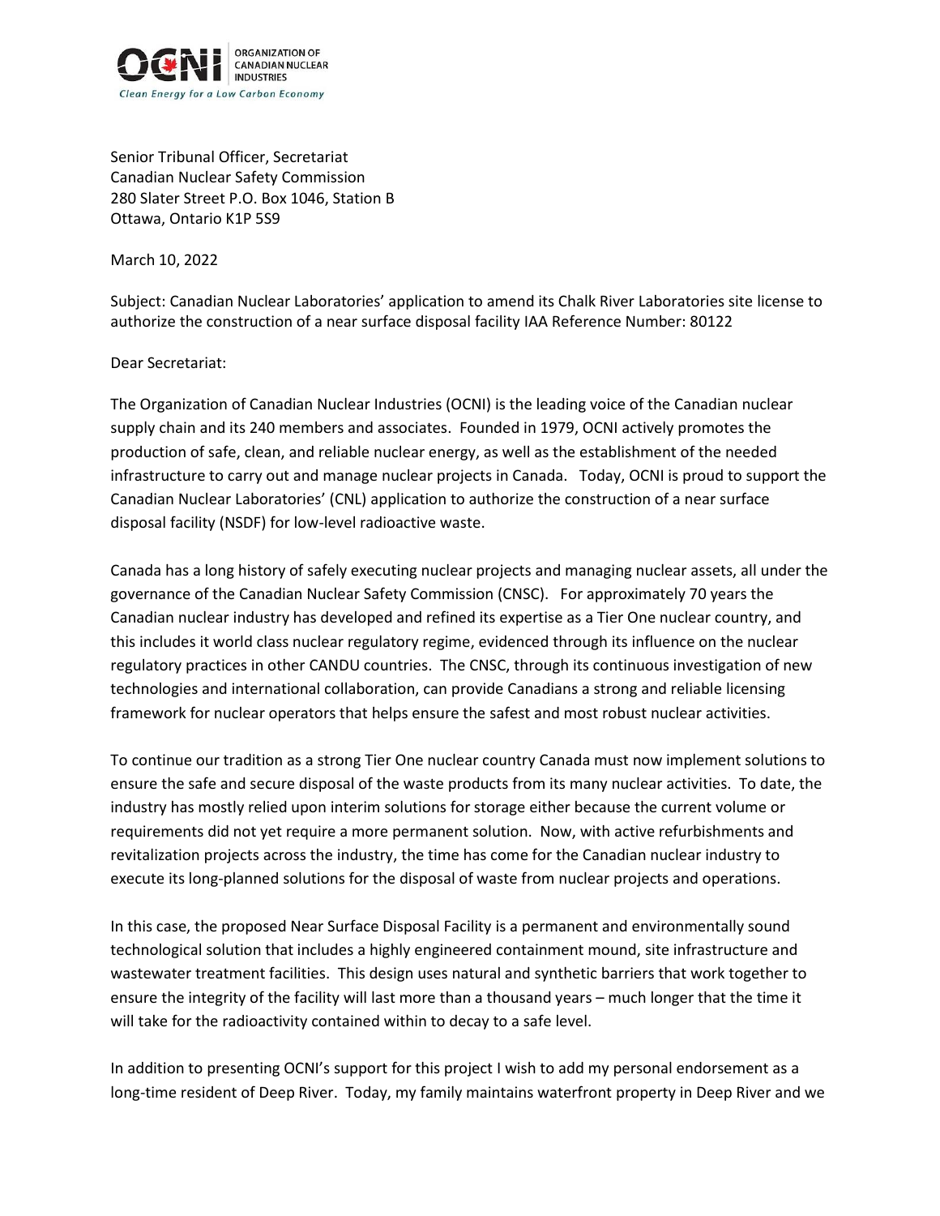Senior Tribunal Officer, Secretariat
Canadian Nuclear Safety Commission
280 Slater Street P.O. Box 1046, Station B
Ottawa, Ontario K1P 5S9

March 10, 2022

Subject: Canadian Nuclear Laboratories' application to amend its Chalk River Laboratories site license to authorize the construction of a near surface disposal facility IAA Reference Number: 80122

Dear Secretariat:

The Organization of Canadian Nuclear Industries (OCNI) is the leading voice of the Canadian nuclear supply chain and its 240 members and associates. Founded in 1979, OCNI actively promotes the production of safe, clean, and reliable nuclear energy, as well as the establishment of the needed infrastructure to carry out and manage nuclear projects in Canada. Today, OCNI is proud to support the Canadian Nuclear Laboratories' (CNL) application to authorize the construction of a near surface disposal facility (NSDF) for low-level radioactive waste.

Canada has a long history of safely executing nuclear projects and managing nuclear assets, all under the governance of the Canadian Nuclear Safety Commission (CNSC). For approximately 70 years the Canadian nuclear industry has developed and refined its expertise as a Tier One nuclear country, and this includes it world class nuclear regulatory regime, evidenced through its influence on the nuclear regulatory practices in other CANDU countries. The CNSC, through its continuous investigation of new technologies and international collaboration, can provide Canadians a strong and reliable licensing framework for nuclear operators that helps ensure the safest and most robust nuclear activities.

To continue our tradition as a strong Tier One nuclear country Canada must now implement solutions to ensure the safe and secure disposal of the waste products from its many nuclear activities. To date, the industry has mostly relied upon interim solutions for storage either because the current volume or requirements did not yet require a more permanent solution. Now, with active refurbishments and revitalization projects across the industry, the time has come for the Canadian nuclear industry to execute its long-planned solutions for the disposal of waste from nuclear projects and operations.

In this case, the proposed Near Surface Disposal Facility is a permanent and environmentally sound technological solution that includes a highly engineered containment mound, site infrastructure and wastewater treatment facilities. This design uses natural and synthetic barriers that work together to ensure the integrity of the facility will last more than a thousand years – much longer that the time it will take for the radioactivity contained within to decay to a safe level.

In addition to presenting OCNI's support for this project I wish to add my personal endorsement as a long-time resident of Deep River. Today, my family maintains waterfront property in Deep River and we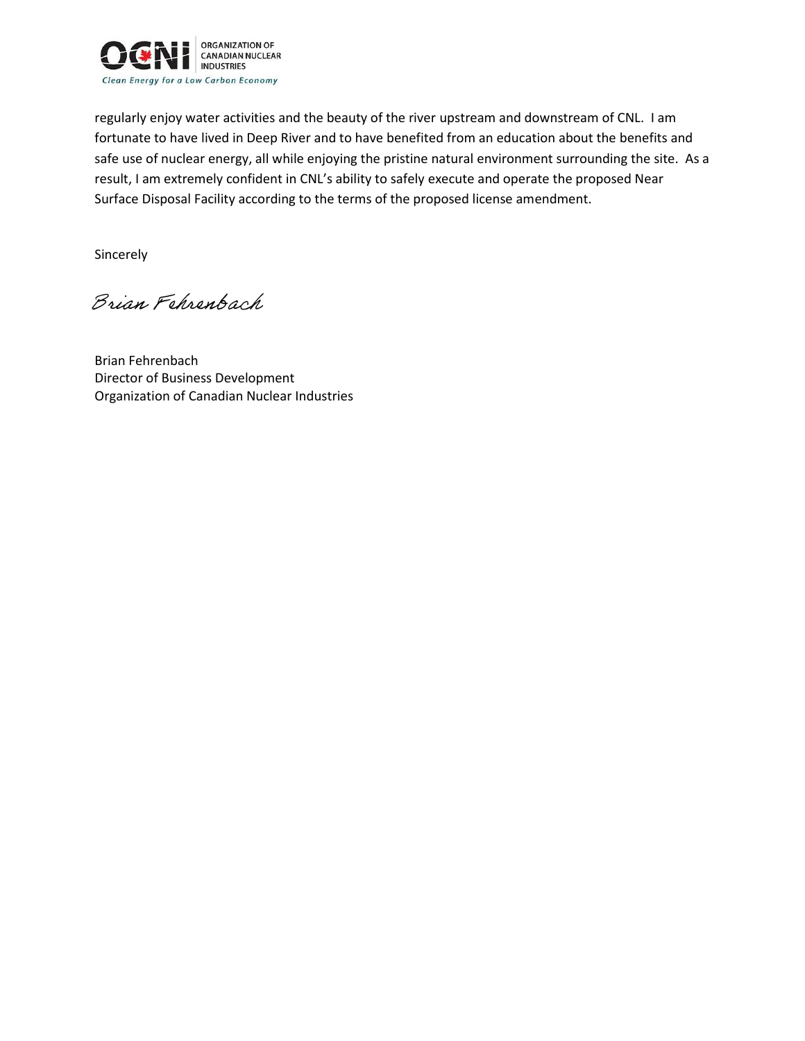regularly enjoy water activities and the beauty of the river upstream and downstream of CNL. I am fortunate to have lived in Deep River and to have benefited from an education about the benefits and safe use of nuclear energy, all while enjoying the pristine natural environment surrounding the site. As a result, I am extremely confident in CNL's ability to safely execute and operate the proposed Near Surface Disposal Facility according to the terms of the proposed license amendment.

Sincerely

*Brian Fehrenbach*

Brian Fehrenbach
Director of Business Development
Organization of Canadian Nuclear Industries